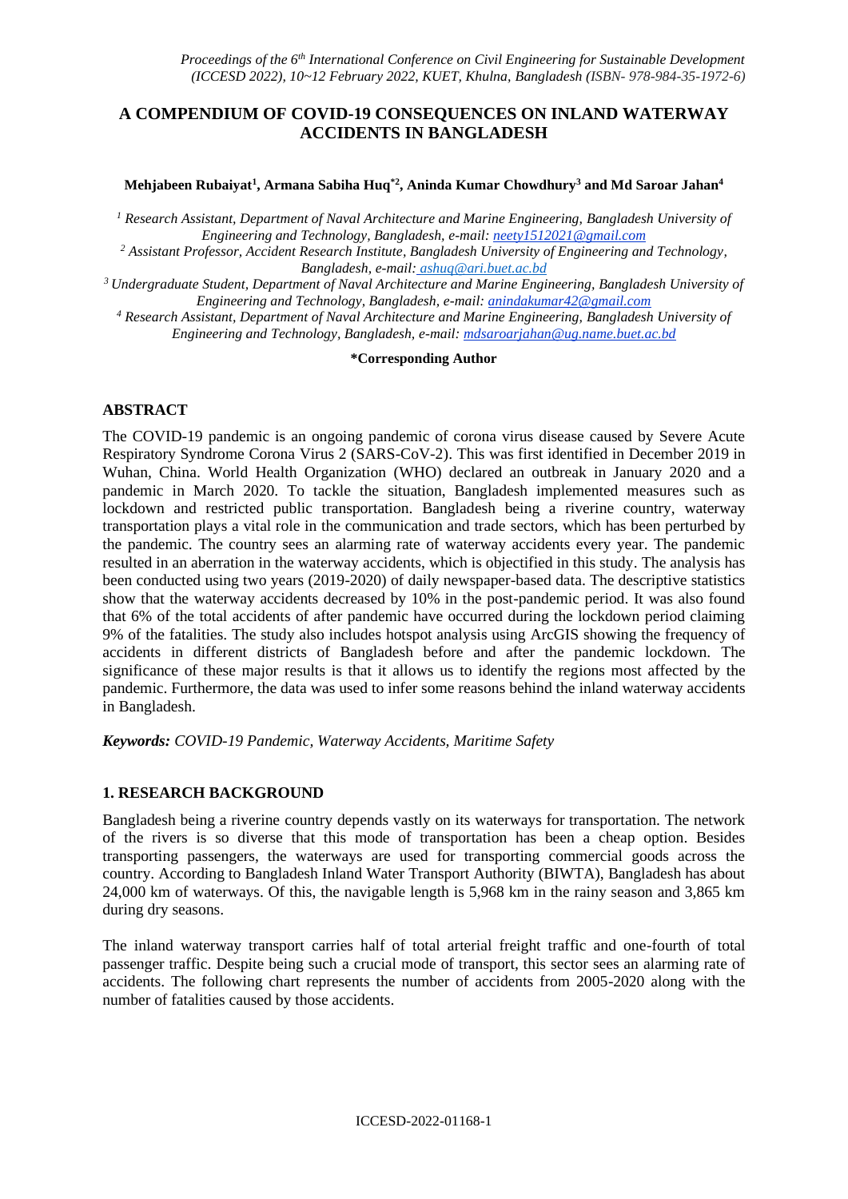# A COMPENDIUM OF COVID-19 CONSEQUENCES ON INLAND WATERWAY ACCIDENTS IN BANGLADESH

**Mehjabeen Rubaiyat[1], Armana Sabiha Huq*[2], Aninda Kumar Chowdhury[3] and Md Saroar Jahan[4]**

*[1] Research Assistant, Department of Naval Architecture and Marine Engineering, Bangladesh University of Engineering and Technology, Bangladesh, e-mail: neety1512021@gmail.com*

*[2] Assistant Professor, Accident Research Institute, Bangladesh University of Engineering and Technology, Bangladesh, e-mail: ashuq@ari.buet.ac.bd*

*[3] Undergraduate Student, Department of Naval Architecture and Marine Engineering, Bangladesh University of Engineering and Technology, Bangladesh, e-mail: anindakumar42@gmail.com*

*[4] Research Assistant, Department of Naval Architecture and Marine Engineering, Bangladesh University of Engineering and Technology, Bangladesh, e-mail: mdsaroarjahan@ug.name.buet.ac.bd*

**\*Corresponding Author**

## ABSTRACT

The COVID-19 pandemic is an ongoing pandemic of corona virus disease caused by Severe Acute Respiratory Syndrome Corona Virus 2 (SARS-CoV-2). This was first identified in December 2019 in Wuhan, China. World Health Organization (WHO) declared an outbreak in January 2020 and a pandemic in March 2020. To tackle the situation, Bangladesh implemented measures such as lockdown and restricted public transportation. Bangladesh being a riverine country, waterway transportation plays a vital role in the communication and trade sectors, which has been perturbed by the pandemic. The country sees an alarming rate of waterway accidents every year. The pandemic resulted in an aberration in the waterway accidents, which is objectified in this study. The analysis has been conducted using two years (2019-2020) of daily newspaper-based data. The descriptive statistics show that the waterway accidents decreased by 10% in the post-pandemic period. It was also found that 6% of the total accidents of after pandemic have occurred during the lockdown period claiming 9% of the fatalities. The study also includes hotspot analysis using ArcGIS showing the frequency of accidents in different districts of Bangladesh before and after the pandemic lockdown. The significance of these major results is that it allows us to identify the regions most affected by the pandemic. Furthermore, the data was used to infer some reasons behind the inland waterway accidents in Bangladesh.

***Keywords:*** *COVID-19 Pandemic, Waterway Accidents, Maritime Safety*

## 1. RESEARCH BACKGROUND

Bangladesh being a riverine country depends vastly on its waterways for transportation. The network of the rivers is so diverse that this mode of transportation has been a cheap option. Besides transporting passengers, the waterways are used for transporting commercial goods across the country. According to Bangladesh Inland Water Transport Authority (BIWTA), Bangladesh has about 24,000 km of waterways. Of this, the navigable length is 5,968 km in the rainy season and 3,865 km during dry seasons.

The inland waterway transport carries half of total arterial freight traffic and one-fourth of total passenger traffic. Despite being such a crucial mode of transport, this sector sees an alarming rate of accidents. The following chart represents the number of accidents from 2005-2020 along with the number of fatalities caused by those accidents.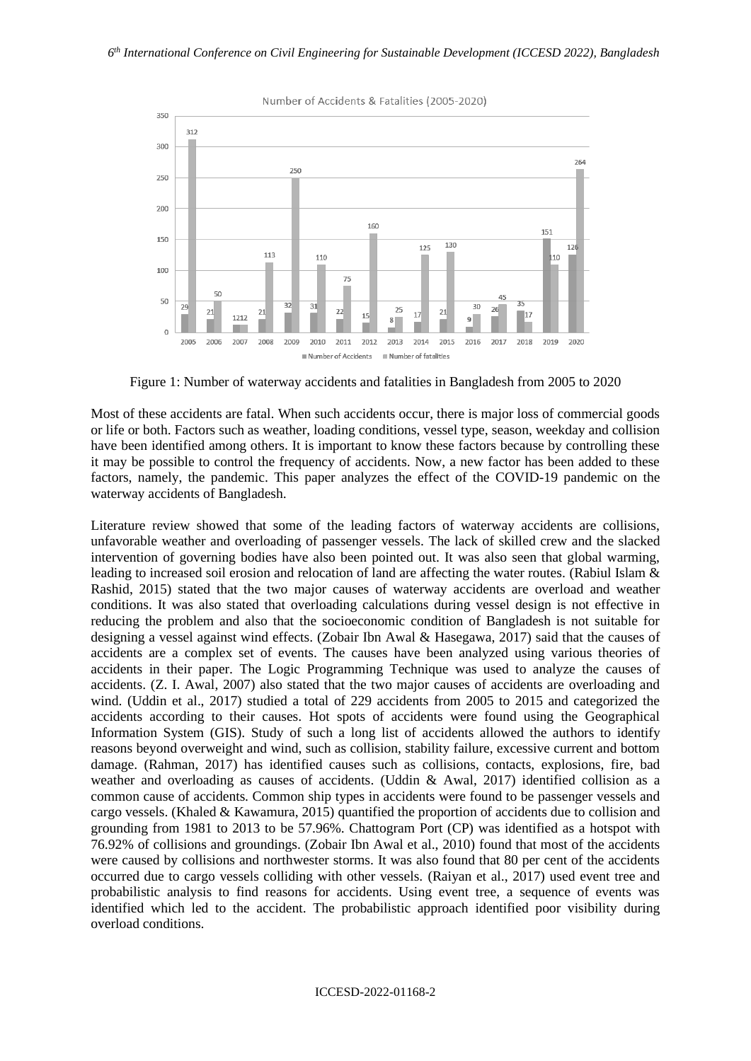Figure 1: Number of waterway accidents and fatalities in Bangladesh from 2005 to 2020

Most of these accidents are fatal. When such accidents occur, there is major loss of commercial goods or life or both. Factors such as weather, loading conditions, vessel type, season, weekday and collision have been identified among others. It is important to know these factors because by controlling these it may be possible to control the frequency of accidents. Now, a new factor has been added to these factors, namely, the pandemic. This paper analyzes the effect of the COVID-19 pandemic on the waterway accidents of Bangladesh.

Literature review showed that some of the leading factors of waterway accidents are collisions, unfavorable weather and overloading of passenger vessels. The lack of skilled crew and the slacked intervention of governing bodies have also been pointed out. It was also seen that global warming, leading to increased soil erosion and relocation of land are affecting the water routes. (Rabiul Islam & Rashid, 2015) stated that the two major causes of waterway accidents are overload and weather conditions. It was also stated that overloading calculations during vessel design is not effective in reducing the problem and also that the socioeconomic condition of Bangladesh is not suitable for designing a vessel against wind effects. (Zobair Ibn Awal & Hasegawa, 2017) said that the causes of accidents are a complex set of events. The causes have been analyzed using various theories of accidents in their paper. The Logic Programming Technique was used to analyze the causes of accidents. (Z. I. Awal, 2007) also stated that the two major causes of accidents are overloading and wind. (Uddin et al., 2017) studied a total of 229 accidents from 2005 to 2015 and categorized the accidents according to their causes. Hot spots of accidents were found using the Geographical Information System (GIS). Study of such a long list of accidents allowed the authors to identify reasons beyond overweight and wind, such as collision, stability failure, excessive current and bottom damage. (Rahman, 2017) has identified causes such as collisions, contacts, explosions, fire, bad weather and overloading as causes of accidents. (Uddin & Awal, 2017) identified collision as a common cause of accidents. Common ship types in accidents were found to be passenger vessels and cargo vessels. (Khaled & Kawamura, 2015) quantified the proportion of accidents due to collision and grounding from 1981 to 2013 to be 57.96%. Chattogram Port (CP) was identified as a hotspot with 76.92% of collisions and groundings. (Zobair Ibn Awal et al., 2010) found that most of the accidents were caused by collisions and northwester storms. It was also found that 80 per cent of the accidents occurred due to cargo vessels colliding with other vessels. (Raiyan et al., 2017) used event tree and probabilistic analysis to find reasons for accidents. Using event tree, a sequence of events was identified which led to the accident. The probabilistic approach identified poor visibility during overload conditions.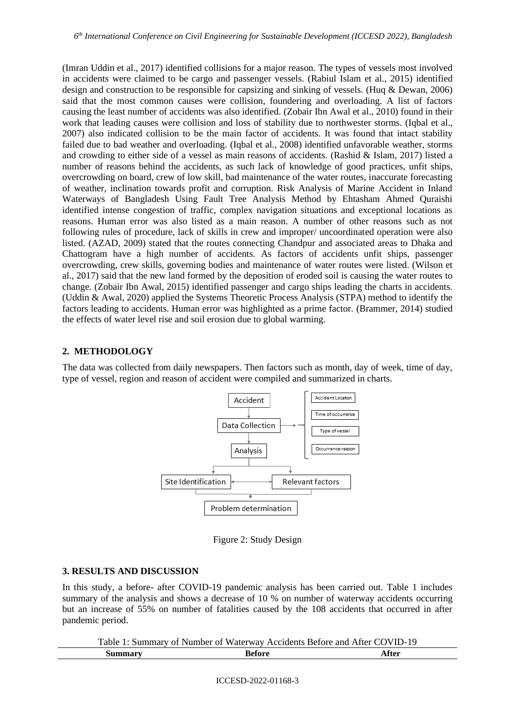(Imran Uddin et al., 2017) identified collisions for a major reason. The types of vessels most involved in accidents were claimed to be cargo and passenger vessels. (Rabiul Islam et al., 2015) identified design and construction to be responsible for capsizing and sinking of vessels. (Huq & Dewan, 2006) said that the most common causes were collision, foundering and overloading. A list of factors causing the least number of accidents was also identified. (Zobair Ibn Awal et al., 2010) found in their work that leading causes were collision and loss of stability due to northwester storms. (Iqbal et al., 2007) also indicated collision to be the main factor of accidents. It was found that intact stability failed due to bad weather and overloading. (Iqbal et al., 2008) identified unfavorable weather, storms and crowding to either side of a vessel as main reasons of accidents. (Rashid & Islam, 2017) listed a number of reasons behind the accidents, as such lack of knowledge of good practices, unfit ships, overcrowding on board, crew of low skill, bad maintenance of the water routes, inaccurate forecasting of weather, inclination towards profit and corruption. Risk Analysis of Marine Accident in Inland Waterways of Bangladesh Using Fault Tree Analysis Method by Ehtasham Ahmed Quraishi identified intense congestion of traffic, complex navigation situations and exceptional locations as reasons. Human error was also listed as a main reason. A number of other reasons such as not following rules of procedure, lack of skills in crew and improper/ uncoordinated operation were also listed. (AZAD, 2009) stated that the routes connecting Chandpur and associated areas to Dhaka and Chattogram have a high number of accidents. As factors of accidents unfit ships, passenger overcrowding, crew skills, governing bodies and maintenance of water routes were listed. (Wilson et al., 2017) said that the new land formed by the deposition of eroded soil is causing the water routes to change. (Zobair Ibn Awal, 2015) identified passenger and cargo ships leading the charts in accidents. (Uddin & Awal, 2020) applied the Systems Theoretic Process Analysis (STPA) method to identify the factors leading to accidents. Human error was highlighted as a prime factor. (Brammer, 2014) studied the effects of water level rise and soil erosion due to global warming.

## 2. METHODOLOGY

The data was collected from daily newspapers. Then factors such as month, day of week, time of day, type of vessel, region and reason of accident were compiled and summarized in charts.

Accident → Data Collection → Analysis → Site Identification ↔ Relevant factors → Problem determination

Data Collection: Accident Location, Time of occurrence, Type of vessel, Occurrence reason

Figure 2: Study Design

## 3. RESULTS AND DISCUSSION

In this study, a before- after COVID-19 pandemic analysis has been carried out. Table 1 includes summary of the analysis and shows a decrease of 10 % on number of waterway accidents occurring but an increase of 55% on number of fatalities caused by the 108 accidents that occurred in after pandemic period.

Table 1: Summary of Number of Waterway Accidents Before and After COVID-19

| Summary | Before | After |
|---|---|---|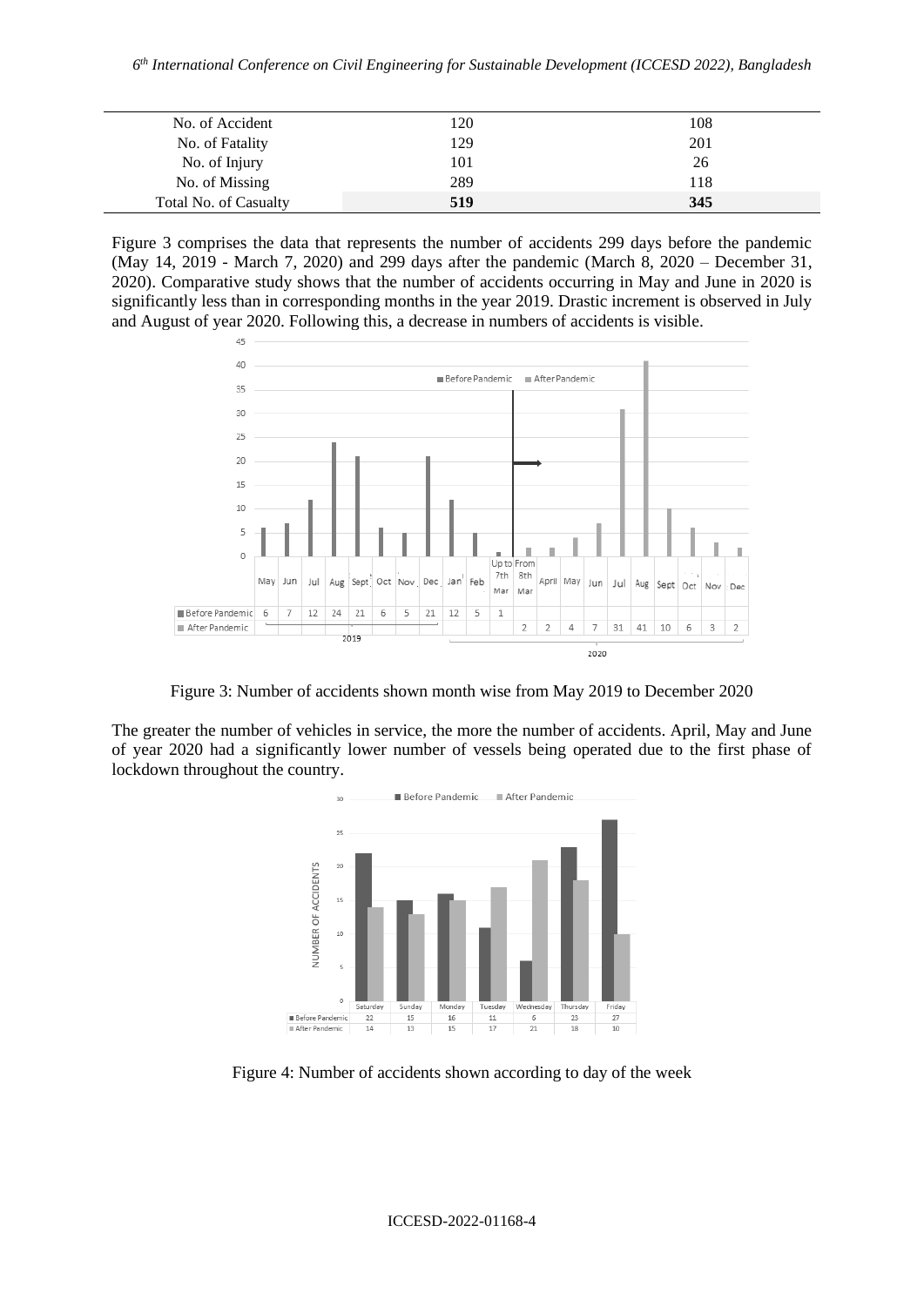| | | |
|---|---|---|
| No. of Accident | 120 | 108 |
| No. of Fatality | 129 | 201 |
| No. of Injury | 101 | 26 |
| No. of Missing | 289 | 118 |
| Total No. of Casualty | **519** | **345** |

Figure 3 comprises the data that represents the number of accidents 299 days before the pandemic (May 14, 2019 - March 7, 2020) and 299 days after the pandemic (March 8, 2020 – December 31, 2020). Comparative study shows that the number of accidents occurring in May and June in 2020 is significantly less than in corresponding months in the year 2019. Drastic increment is observed in July and August of year 2020. Following this, a decrease in numbers of accidents is visible.

| | May | Jun | Jul | Aug | Sept | Oct | Nov | Dec | Jan | Feb | Up to 7th Mar | From 8th Mar | April | May | Jun | Jul | Aug | Sept | Oct | Nov | Dec |
|---|---|---|---|---|---|---|---|---|---|---|---|---|---|---|---|---|---|---|---|---|---|
| Before Pandemic | 6 | 7 | 12 | 24 | 21 | 6 | 5 | 21 | 12 | 5 | 1 | | | | | | | | | | |
| After Pandemic | | | | | | | | | | | | 2 | 2 | 4 | 7 | 31 | 41 | 10 | 6 | 3 | 2 |

Figure 3: Number of accidents shown month wise from May 2019 to December 2020

The greater the number of vehicles in service, the more the number of accidents. April, May and June of year 2020 had a significantly lower number of vessels being operated due to the first phase of lockdown throughout the country.

| | Saturday | Sunday | Monday | Tuesday | Wednesday | Thursday | Friday |
|---|---|---|---|---|---|---|---|
| Before Pandemic | 22 | 15 | 16 | 11 | 6 | 23 | 27 |
| After Pandemic | 14 | 13 | 15 | 17 | 21 | 18 | 10 |

Figure 4: Number of accidents shown according to day of the week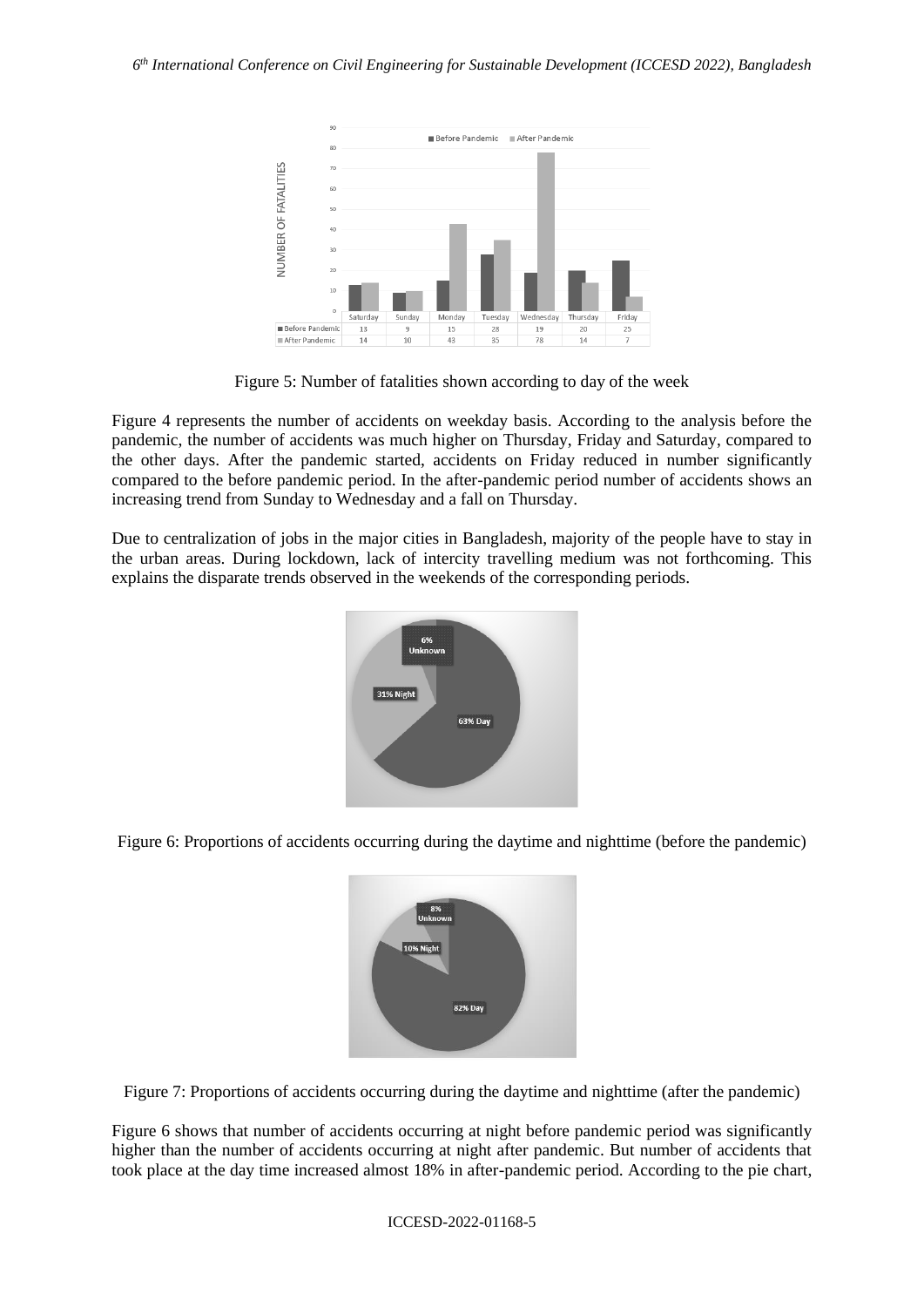| | Saturday | Sunday | Monday | Tuesday | Wednesday | Thursday | Friday |
|---|---|---|---|---|---|---|---|
| Before Pandemic | 13 | 9 | 15 | 28 | 19 | 20 | 25 |
| After Pandemic | 14 | 10 | 43 | 35 | 78 | 14 | 7 |

Figure 5: Number of fatalities shown according to day of the week

Figure 4 represents the number of accidents on weekday basis. According to the analysis before the pandemic, the number of accidents was much higher on Thursday, Friday and Saturday, compared to the other days. After the pandemic started, accidents on Friday reduced in number significantly compared to the before pandemic period. In the after-pandemic period number of accidents shows an increasing trend from Sunday to Wednesday and a fall on Thursday.

Due to centralization of jobs in the major cities in Bangladesh, majority of the people have to stay in the urban areas. During lockdown, lack of intercity travelling medium was not forthcoming. This explains the disparate trends observed in the weekends of the corresponding periods.

Figure 6: Proportions of accidents occurring during the daytime and nighttime (before the pandemic)

Figure 7: Proportions of accidents occurring during the daytime and nighttime (after the pandemic)

Figure 6 shows that number of accidents occurring at night before pandemic period was significantly higher than the number of accidents occurring at night after pandemic. But number of accidents that took place at the day time increased almost 18% in after-pandemic period. According to the pie chart,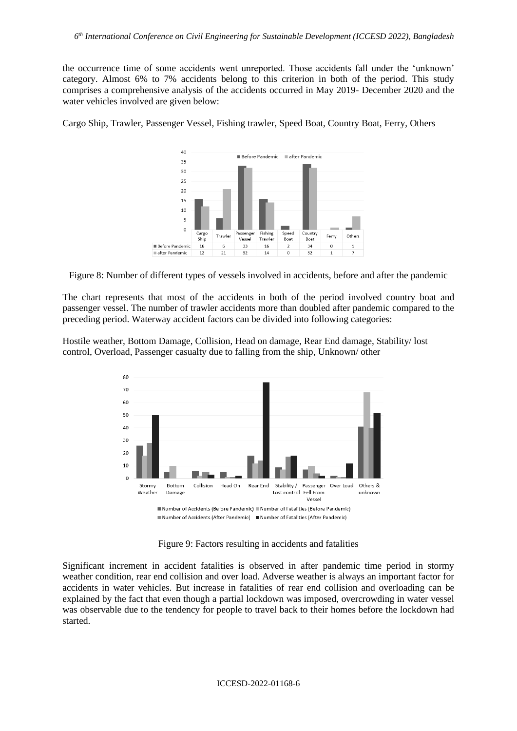the occurrence time of some accidents went unreported. Those accidents fall under the 'unknown' category. Almost 6% to 7% accidents belong to this criterion in both of the period. This study comprises a comprehensive analysis of the accidents occurred in May 2019- December 2020 and the water vehicles involved are given below:

Cargo Ship, Trawler, Passenger Vessel, Fishing trawler, Speed Boat, Country Boat, Ferry, Others

| | Cargo Ship | Trawler | Passenger Vessel | Fishing Trawler | Speed Boat | Country Boat | Ferry | Others |
|---|---|---|---|---|---|---|---|---|
| Before Pandemic | 16 | 6 | 33 | 16 | 2 | 34 | 0 | 1 |
| after Pandemic | 12 | 21 | 32 | 14 | 0 | 32 | 1 | 7 |

Figure 8: Number of different types of vessels involved in accidents, before and after the pandemic

The chart represents that most of the accidents in both of the period involved country boat and passenger vessel. The number of trawler accidents more than doubled after pandemic compared to the preceding period. Waterway accident factors can be divided into following categories:

Hostile weather, Bottom Damage, Collision, Head on damage, Rear End damage, Stability/ lost control, Overload, Passenger casualty due to falling from the ship, Unknown/ other

Figure 9: Factors resulting in accidents and fatalities

Significant increment in accident fatalities is observed in after pandemic time period in stormy weather condition, rear end collision and over load. Adverse weather is always an important factor for accidents in water vehicles. But increase in fatalities of rear end collision and overloading can be explained by the fact that even though a partial lockdown was imposed, overcrowding in water vessel was observable due to the tendency for people to travel back to their homes before the lockdown had started.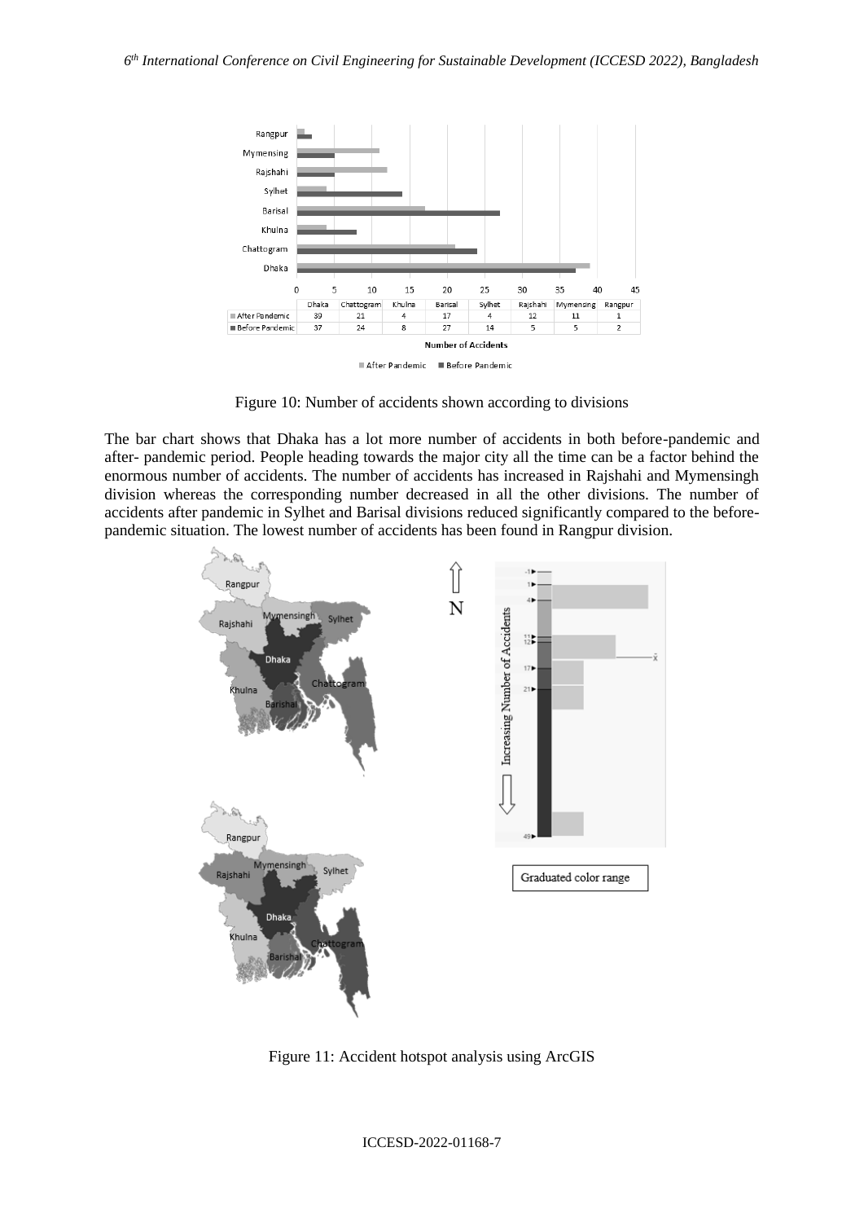| | Dhaka | Chattogram | Khulna | Barisal | Sylhet | Rajshahi | Mymensing | Rangpur |
|---|---|---|---|---|---|---|---|---|
| After Pandemic | 39 | 21 | 4 | 17 | 4 | 12 | 11 | 1 |
| Before Pandemic | 37 | 24 | 8 | 27 | 14 | 5 | 5 | 2 |

Figure 10: Number of accidents shown according to divisions

The bar chart shows that Dhaka has a lot more number of accidents in both before-pandemic and after- pandemic period. People heading towards the major city all the time can be a factor behind the enormous number of accidents. The number of accidents has increased in Rajshahi and Mymensingh division whereas the corresponding number decreased in all the other divisions. The number of accidents after pandemic in Sylhet and Barisal divisions reduced significantly compared to the before-pandemic situation. The lowest number of accidents has been found in Rangpur division.

Figure 11: Accident hotspot analysis using ArcGIS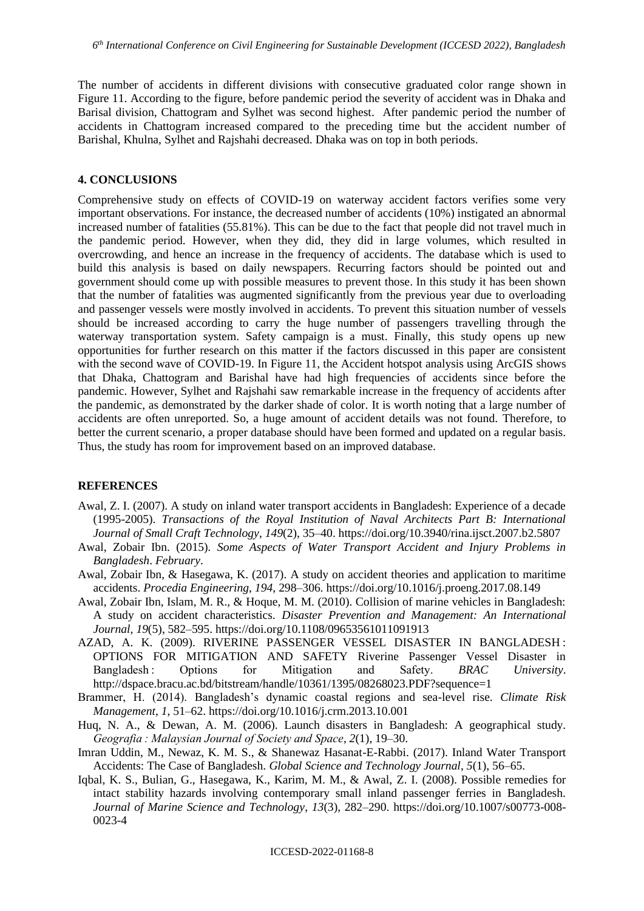The number of accidents in different divisions with consecutive graduated color range shown in Figure 11. According to the figure, before pandemic period the severity of accident was in Dhaka and Barisal division, Chattogram and Sylhet was second highest. After pandemic period the number of accidents in Chattogram increased compared to the preceding time but the accident number of Barishal, Khulna, Sylhet and Rajshahi decreased. Dhaka was on top in both periods.

## 4. CONCLUSIONS

Comprehensive study on effects of COVID-19 on waterway accident factors verifies some very important observations. For instance, the decreased number of accidents (10%) instigated an abnormal increased number of fatalities (55.81%). This can be due to the fact that people did not travel much in the pandemic period. However, when they did, they did in large volumes, which resulted in overcrowding, and hence an increase in the frequency of accidents. The database which is used to build this analysis is based on daily newspapers. Recurring factors should be pointed out and government should come up with possible measures to prevent those. In this study it has been shown that the number of fatalities was augmented significantly from the previous year due to overloading and passenger vessels were mostly involved in accidents. To prevent this situation number of vessels should be increased according to carry the huge number of passengers travelling through the waterway transportation system. Safety campaign is a must. Finally, this study opens up new opportunities for further research on this matter if the factors discussed in this paper are consistent with the second wave of COVID-19. In Figure 11, the Accident hotspot analysis using ArcGIS shows that Dhaka, Chattogram and Barishal have had high frequencies of accidents since before the pandemic. However, Sylhet and Rajshahi saw remarkable increase in the frequency of accidents after the pandemic, as demonstrated by the darker shade of color. It is worth noting that a large number of accidents are often unreported. So, a huge amount of accident details was not found. Therefore, to better the current scenario, a proper database should have been formed and updated on a regular basis. Thus, the study has room for improvement based on an improved database.

## REFERENCES

Awal, Z. I. (2007). A study on inland water transport accidents in Bangladesh: Experience of a decade (1995-2005). *Transactions of the Royal Institution of Naval Architects Part B: International Journal of Small Craft Technology*, *149*(2), 35–40. https://doi.org/10.3940/rina.ijsct.2007.b2.5807

Awal, Zobair Ibn. (2015). *Some Aspects of Water Transport Accident and Injury Problems in Bangladesh*. *February*.

Awal, Zobair Ibn, & Hasegawa, K. (2017). A study on accident theories and application to maritime accidents. *Procedia Engineering*, *194*, 298–306. https://doi.org/10.1016/j.proeng.2017.08.149

Awal, Zobair Ibn, Islam, M. R., & Hoque, M. M. (2010). Collision of marine vehicles in Bangladesh: A study on accident characteristics. *Disaster Prevention and Management: An International Journal*, *19*(5), 582–595. https://doi.org/10.1108/09653561011091913

AZAD, A. K. (2009). RIVERINE PASSENGER VESSEL DISASTER IN BANGLADESH : OPTIONS FOR MITIGATION AND SAFETY Riverine Passenger Vessel Disaster in Bangladesh : Options for Mitigation and Safety. *BRAC University*. http://dspace.bracu.ac.bd/bitstream/handle/10361/1395/08268023.PDF?sequence=1

Brammer, H. (2014). Bangladesh's dynamic coastal regions and sea-level rise. *Climate Risk Management*, *1*, 51–62. https://doi.org/10.1016/j.crm.2013.10.001

Huq, N. A., & Dewan, A. M. (2006). Launch disasters in Bangladesh: A geographical study. *Geografia : Malaysian Journal of Society and Space*, *2*(1), 19–30.

Imran Uddin, M., Newaz, K. M. S., & Shanewaz Hasanat-E-Rabbi. (2017). Inland Water Transport Accidents: The Case of Bangladesh. *Global Science and Technology Journal*, *5*(1), 56–65.

Iqbal, K. S., Bulian, G., Hasegawa, K., Karim, M. M., & Awal, Z. I. (2008). Possible remedies for intact stability hazards involving contemporary small inland passenger ferries in Bangladesh. *Journal of Marine Science and Technology*, *13*(3), 282–290. https://doi.org/10.1007/s00773-008-0023-4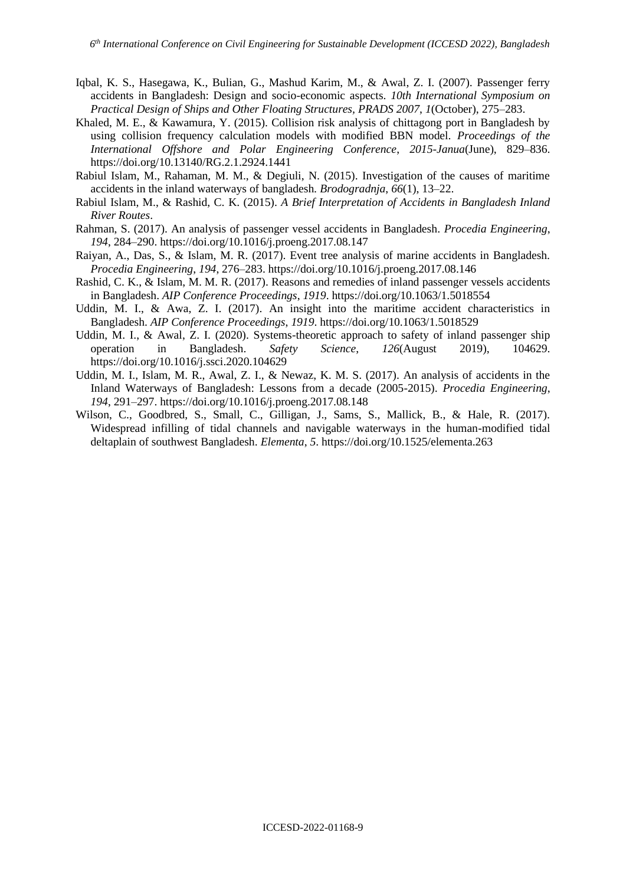Iqbal, K. S., Hasegawa, K., Bulian, G., Mashud Karim, M., & Awal, Z. I. (2007). Passenger ferry accidents in Bangladesh: Design and socio-economic aspects. *10th International Symposium on Practical Design of Ships and Other Floating Structures, PRADS 2007*, *1*(October), 275–283.

Khaled, M. E., & Kawamura, Y. (2015). Collision risk analysis of chittagong port in Bangladesh by using collision frequency calculation models with modified BBN model. *Proceedings of the International Offshore and Polar Engineering Conference*, *2015-Janua*(June), 829–836. https://doi.org/10.13140/RG.2.1.2924.1441

Rabiul Islam, M., Rahaman, M. M., & Degiuli, N. (2015). Investigation of the causes of maritime accidents in the inland waterways of bangladesh. *Brodogradnja*, *66*(1), 13–22.

Rabiul Islam, M., & Rashid, C. K. (2015). *A Brief Interpretation of Accidents in Bangladesh Inland River Routes*.

Rahman, S. (2017). An analysis of passenger vessel accidents in Bangladesh. *Procedia Engineering*, *194*, 284–290. https://doi.org/10.1016/j.proeng.2017.08.147

Raiyan, A., Das, S., & Islam, M. R. (2017). Event tree analysis of marine accidents in Bangladesh. *Procedia Engineering*, *194*, 276–283. https://doi.org/10.1016/j.proeng.2017.08.146

Rashid, C. K., & Islam, M. M. R. (2017). Reasons and remedies of inland passenger vessels accidents in Bangladesh. *AIP Conference Proceedings*, *1919*. https://doi.org/10.1063/1.5018554

Uddin, M. I., & Awa, Z. I. (2017). An insight into the maritime accident characteristics in Bangladesh. *AIP Conference Proceedings*, *1919*. https://doi.org/10.1063/1.5018529

Uddin, M. I., & Awal, Z. I. (2020). Systems-theoretic approach to safety of inland passenger ship operation in Bangladesh. *Safety Science*, *126*(August 2019), 104629. https://doi.org/10.1016/j.ssci.2020.104629

Uddin, M. I., Islam, M. R., Awal, Z. I., & Newaz, K. M. S. (2017). An analysis of accidents in the Inland Waterways of Bangladesh: Lessons from a decade (2005-2015). *Procedia Engineering*, *194*, 291–297. https://doi.org/10.1016/j.proeng.2017.08.148

Wilson, C., Goodbred, S., Small, C., Gilligan, J., Sams, S., Mallick, B., & Hale, R. (2017). Widespread infilling of tidal channels and navigable waterways in the human-modified tidal deltaplain of southwest Bangladesh. *Elementa*, *5*. https://doi.org/10.1525/elementa.263